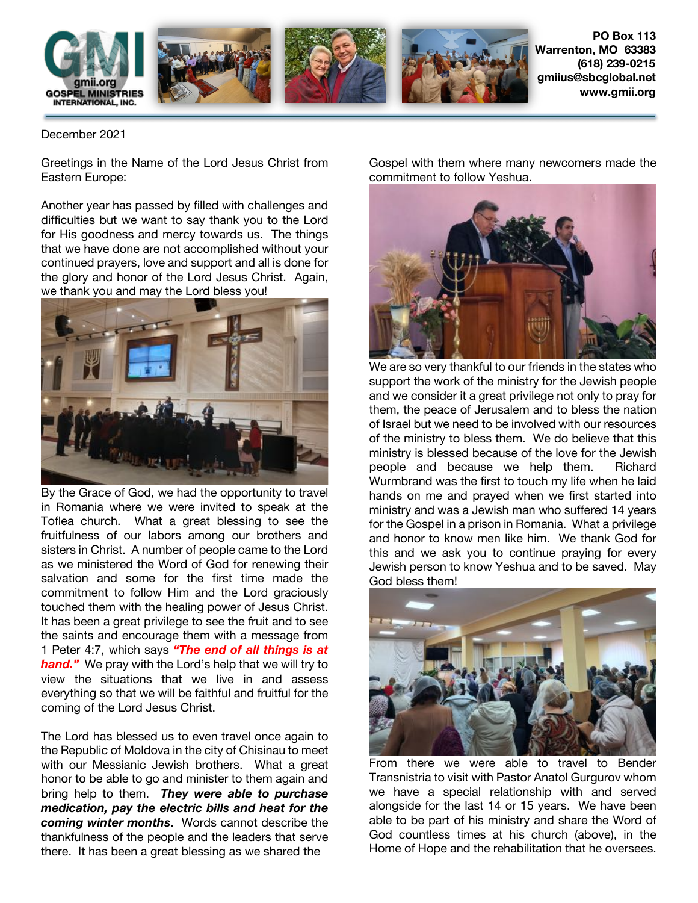**GMI**
gmii.org
**GOSPEL MINISTRIES INTERNATIONAL, INC.**

**PO Box 113**
**Warrenton, MO 63383**
**(618) 239-0215**
**gmiius@sbcglobal.net**
**www.gmii.org**

December 2021

Greetings in the Name of the Lord Jesus Christ from Eastern Europe:

Another year has passed by filled with challenges and difficulties but we want to say thank you to the Lord for His goodness and mercy towards us. The things that we have done are not accomplished without your continued prayers, love and support and all is done for the glory and honor of the Lord Jesus Christ. Again, we thank you and may the Lord bless you!

By the Grace of God, we had the opportunity to travel in Romania where we were invited to speak at the Toflea church. What a great blessing to see the fruitfulness of our labors among our brothers and sisters in Christ. A number of people came to the Lord as we ministered the Word of God for renewing their salvation and some for the first time made the commitment to follow Him and the Lord graciously touched them with the healing power of Jesus Christ. It has been a great privilege to see the fruit and to see the saints and encourage them with a message from 1 Peter 4:7, which says ***"The end of all things is at hand."*** We pray with the Lord's help that we will try to view the situations that we live in and assess everything so that we will be faithful and fruitful for the coming of the Lord Jesus Christ.

The Lord has blessed us to even travel once again to the Republic of Moldova in the city of Chisinau to meet with our Messianic Jewish brothers. What a great honor to be able to go and minister to them again and bring help to them. ***They were able to purchase medication, pay the electric bills and heat for the coming winter months***. Words cannot describe the thankfulness of the people and the leaders that serve there. It has been a great blessing as we shared the Gospel with them where many newcomers made the commitment to follow Yeshua.

We are so very thankful to our friends in the states who support the work of the ministry for the Jewish people and we consider it a great privilege not only to pray for them, the peace of Jerusalem and to bless the nation of Israel but we need to be involved with our resources of the ministry to bless them. We do believe that this ministry is blessed because of the love for the Jewish people and because we help them. Richard Wurmbrand was the first to touch my life when he laid hands on me and prayed when we first started into ministry and was a Jewish man who suffered 14 years for the Gospel in a prison in Romania. What a privilege and honor to know men like him. We thank God for this and we ask you to continue praying for every Jewish person to know Yeshua and to be saved. May God bless them!

From there we were able to travel to Bender Transnistria to visit with Pastor Anatol Gurgurov whom we have a special relationship with and served alongside for the last 14 or 15 years. We have been able to be part of his ministry and share the Word of God countless times at his church (above), in the Home of Hope and the rehabilitation that he oversees.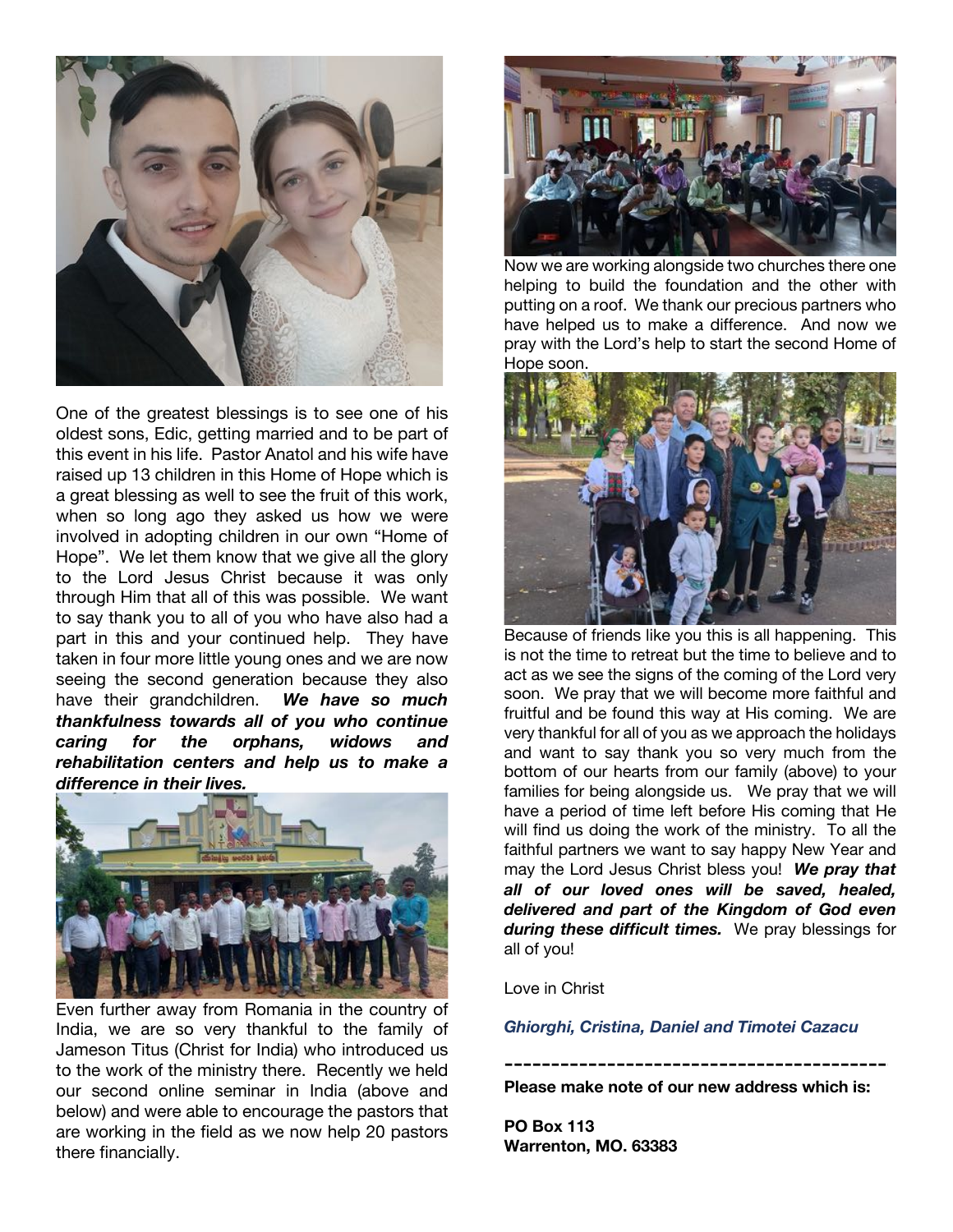One of the greatest blessings is to see one of his oldest sons, Edic, getting married and to be part of this event in his life. Pastor Anatol and his wife have raised up 13 children in this Home of Hope which is a great blessing as well to see the fruit of this work, when so long ago they asked us how we were involved in adopting children in our own "Home of Hope". We let them know that we give all the glory to the Lord Jesus Christ because it was only through Him that all of this was possible. We want to say thank you to all of you who have also had a part in this and your continued help. They have taken in four more little young ones and we are now seeing the second generation because they also have their grandchildren. ***We have so much thankfulness towards all of you who continue caring for the orphans, widows and rehabilitation centers and help us to make a difference in their lives.***

Even further away from Romania in the country of India, we are so very thankful to the family of Jameson Titus (Christ for India) who introduced us to the work of the ministry there. Recently we held our second online seminar in India (above and below) and were able to encourage the pastors that are working in the field as we now help 20 pastors there financially.

Now we are working alongside two churches there one helping to build the foundation and the other with putting on a roof. We thank our precious partners who have helped us to make a difference. And now we pray with the Lord's help to start the second Home of Hope soon.

Because of friends like you this is all happening. This is not the time to retreat but the time to believe and to act as we see the signs of the coming of the Lord very soon. We pray that we will become more faithful and fruitful and be found this way at His coming. We are very thankful for all of you as we approach the holidays and want to say thank you so very much from the bottom of our hearts from our family (above) to your families for being alongside us. We pray that we will have a period of time left before His coming that He will find us doing the work of the ministry. To all the faithful partners we want to say happy New Year and may the Lord Jesus Christ bless you! ***We pray that all of our loved ones will be saved, healed, delivered and part of the Kingdom of God even during these difficult times.*** We pray blessings for all of you!

Love in Christ

***Ghiorghi, Cristina, Daniel and Timotei Cazacu***

---

**Please make note of our new address which is:**

**PO Box 113**
**Warrenton, MO. 63383**